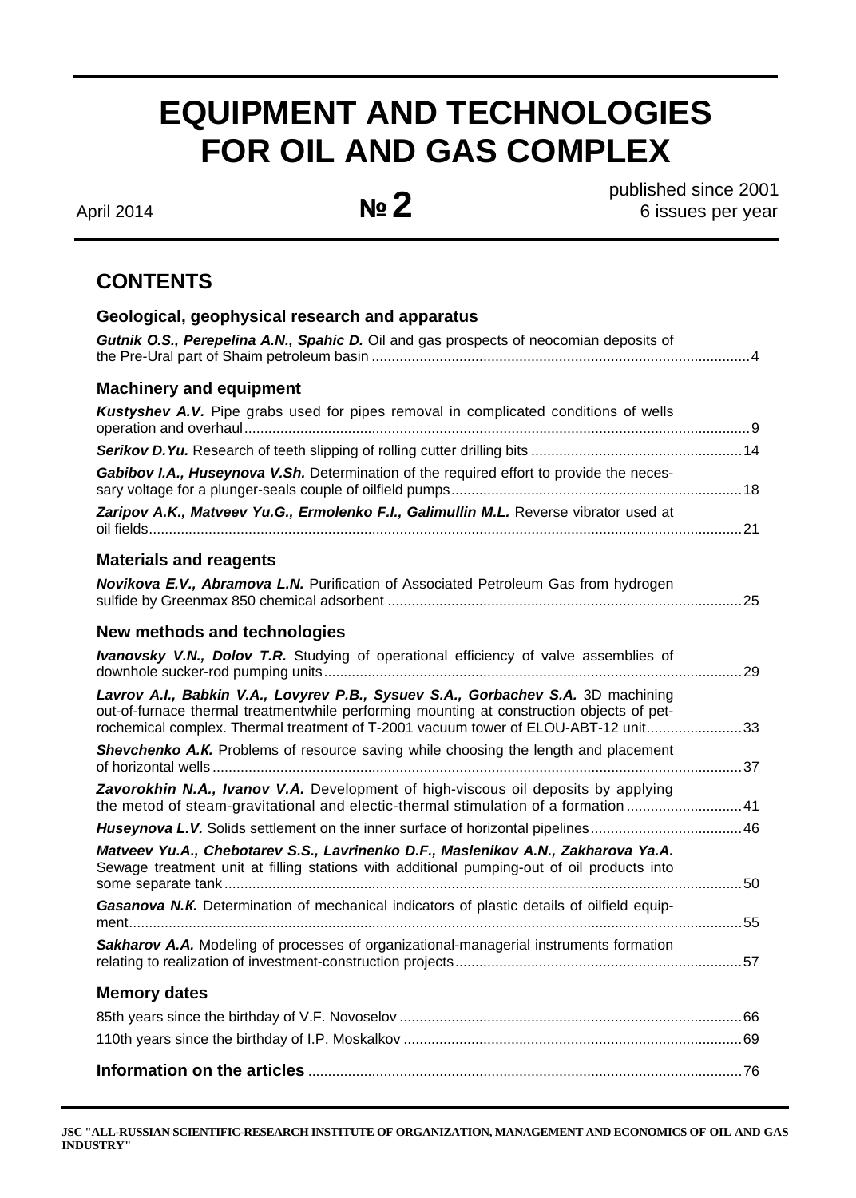# EQUIPMENT AND TECHNOLOGIES FOR OIL AND GAS COMPLEX

April 2014 **№ 2** published since 2001
6 issues per year

## CONTENTS

### Geological, geophysical research and apparatus

***Gutnik O.S., Perepelina A.N., Spahic D.*** Oil and gas prospects of neocomian deposits of the Pre-Ural part of Shaim petroleum basin ..... 4

### Machinery and equipment

***Kustyshev A.V.*** Pipe grabs used for pipes removal in complicated conditions of wells operation and overhaul ..... 9

***Serikov D.Yu.*** Research of teeth slipping of rolling cutter drilling bits ..... 14

***Gabibov I.A., Huseynova V.Sh.*** Determination of the required effort to provide the necessary voltage for a plunger-seals couple of oilfield pumps ..... 18

***Zaripov A.K., Matveev Yu.G., Ermolenko F.I., Galimullin M.L.*** Reverse vibrator used at oil fields ..... 21

### Materials and reagents

***Novikova E.V., Abramova L.N.*** Purification of Associated Petroleum Gas from hydrogen sulfide by Greenmax 850 chemical adsorbent ..... 25

### New methods and technologies

***Ivanovsky V.N., Dolov T.R.*** Studying of operational efficiency of valve assemblies of downhole sucker-rod pumping units ..... 29

***Lavrov A.I., Babkin V.A., Lovyrev P.B., Sysuev S.A., Gorbachev S.A.*** 3D machining out-of-furnace thermal treatmentwhile performing mounting at construction objects of petrochemical complex. Thermal treatment of T-2001 vacuum tower of ELOU-ABT-12 unit ..... 33

***Shevchenko A.K.*** Problems of resource saving while choosing the length and placement of horizontal wells ..... 37

***Zavorokhin N.A., Ivanov V.A.*** Development of high-viscous oil deposits by applying the metod of steam-gravitational and electic-thermal stimulation of a formation ..... 41

***Huseynova L.V.*** Solids settlement on the inner surface of horizontal pipelines ..... 46

***Matveev Yu.A., Chebotarev S.S., Lavrinenko D.F., Maslenikov A.N., Zakharova Ya.A.*** Sewage treatment unit at filling stations with additional pumping-out of oil products into some separate tank ..... 50

***Gasanova N.K.*** Determination of mechanical indicators of plastic details of oilfield equipment ..... 55

***Sakharov A.A.*** Modeling of processes of organizational-managerial instruments formation relating to realization of investment-construction projects ..... 57

### Memory dates

85th years since the birthday of V.F. Novoselov ..... 66

110th years since the birthday of I.P. Moskalkov ..... 69

**Information on the articles** ..... 76

JSC "ALL-RUSSIAN SCIENTIFIC-RESEARCH INSTITUTE OF ORGANIZATION, MANAGEMENT AND ECONOMICS OF OIL AND GAS INDUSTRY"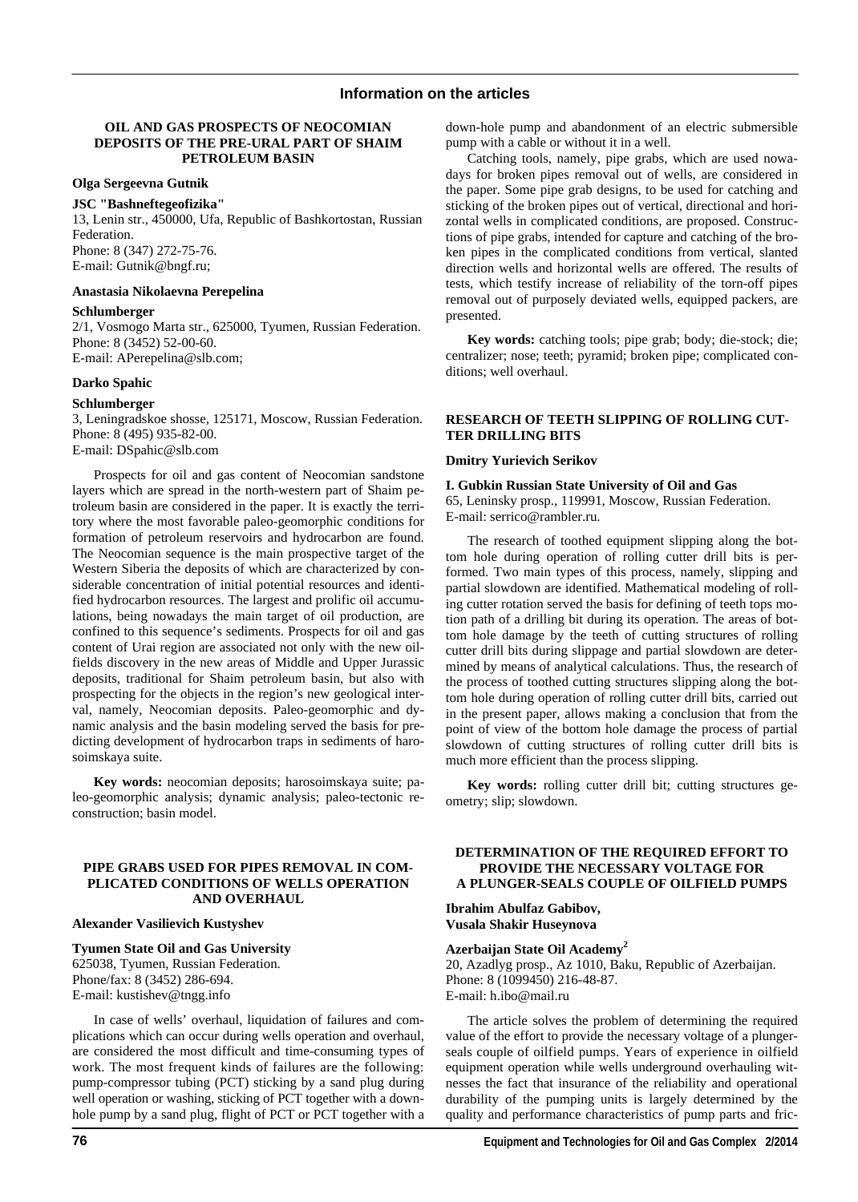## Information on the articles

### OIL AND GAS PROSPECTS OF NEOCOMIAN DEPOSITS OF THE PRE-URAL PART OF SHAIM PETROLEUM BASIN

**Olga Sergeevna Gutnik**

**JSC "Bashneftegeofizika"**
13, Lenin str., 450000, Ufa, Republic of Bashkortostan, Russian Federation.
Phone: 8 (347) 272-75-76.
E-mail: Gutnik@bngf.ru;

**Anastasia Nikolaevna Perepelina**

**Schlumberger**
2/1, Vosmogo Marta str., 625000, Tyumen, Russian Federation.
Phone: 8 (3452) 52-00-60.
E-mail: APerepelina@slb.com;

**Darko Spahic**

**Schlumberger**
3, Leningradskoe shosse, 125171, Moscow, Russian Federation.
Phone: 8 (495) 935-82-00.
E-mail: DSpahic@slb.com

Prospects for oil and gas content of Neocomian sandstone layers which are spread in the north-western part of Shaim petroleum basin are considered in the paper. It is exactly the territory where the most favorable paleo-geomorphic conditions for formation of petroleum reservoirs and hydrocarbon are found. The Neocomian sequence is the main prospective target of the Western Siberia the deposits of which are characterized by considerable concentration of initial potential resources and identified hydrocarbon resources. The largest and prolific oil accumulations, being nowadays the main target of oil production, are confined to this sequence's sediments. Prospects for oil and gas content of Urai region are associated not only with the new oilfields discovery in the new areas of Middle and Upper Jurassic deposits, traditional for Shaim petroleum basin, but also with prospecting for the objects in the region's new geological interval, namely, Neocomian deposits. Paleo-geomorphic and dynamic analysis and the basin modeling served the basis for predicting development of hydrocarbon traps in sediments of harosoimskaya suite.

**Key words:** neocomian deposits; harosoimskaya suite; paleo-geomorphic analysis; dynamic analysis; paleo-tectonic reconstruction; basin model.

### PIPE GRABS USED FOR PIPES REMOVAL IN COMPLICATED CONDITIONS OF WELLS OPERATION AND OVERHAUL

**Alexander Vasilievich Kustyshev**

**Tyumen State Oil and Gas University**
625038, Tyumen, Russian Federation.
Phone/fax: 8 (3452) 286-694.
E-mail: kustishev@tngg.info

In case of wells' overhaul, liquidation of failures and complications which can occur during wells operation and overhaul, are considered the most difficult and time-consuming types of work. The most frequent kinds of failures are the following: pump-compressor tubing (PCT) sticking by a sand plug during well operation or washing, sticking of PCT together with a down-hole pump by a sand plug, flight of PCT or PCT together with a down-hole pump and abandonment of an electric submersible pump with a cable or without it in a well.

Catching tools, namely, pipe grabs, which are used nowadays for broken pipes removal out of wells, are considered in the paper. Some pipe grab designs, to be used for catching and sticking of the broken pipes out of vertical, directional and horizontal wells in complicated conditions, are proposed. Constructions of pipe grabs, intended for capture and catching of the broken pipes in the complicated conditions from vertical, slanted direction wells and horizontal wells are offered. The results of tests, which testify increase of reliability of the torn-off pipes removal out of purposely deviated wells, equipped packers, are presented.

**Key words:** catching tools; pipe grab; body; die-stock; die; centralizer; nose; teeth; pyramid; broken pipe; complicated conditions; well overhaul.

### RESEARCH OF TEETH SLIPPING OF ROLLING CUTTER DRILLING BITS

**Dmitry Yurievich Serikov**

**I. Gubkin Russian State University of Oil and Gas**
65, Leninsky prosp., 119991, Moscow, Russian Federation.
E-mail: serrico@rambler.ru.

The research of toothed equipment slipping along the bottom hole during operation of rolling cutter drill bits is performed. Two main types of this process, namely, slipping and partial slowdown are identified. Mathematical modeling of rolling cutter rotation served the basis for defining of teeth tops motion path of a drilling bit during its operation. The areas of bottom hole damage by the teeth of cutting structures of rolling cutter drill bits during slippage and partial slowdown are determined by means of analytical calculations. Thus, the research of the process of toothed cutting structures slipping along the bottom hole during operation of rolling cutter drill bits, carried out in the present paper, allows making a conclusion that from the point of view of the bottom hole damage the process of partial slowdown of cutting structures of rolling cutter drill bits is much more efficient than the process slipping.

**Key words:** rolling cutter drill bit; cutting structures geometry; slip; slowdown.

### DETERMINATION OF THE REQUIRED EFFORT TO PROVIDE THE NECESSARY VOLTAGE FOR A PLUNGER-SEALS COUPLE OF OILFIELD PUMPS

**Ibrahim Abulfaz Gabibov,**
**Vusala Shakir Huseynova**

**Azerbaijan State Oil Academy[2]**
20, Azadlyg prosp., Az 1010, Baku, Republic of Azerbaijan.
Phone: 8 (1099450) 216-48-87.
E-mail: h.ibo@mail.ru

The article solves the problem of determining the required value of the effort to provide the necessary voltage of a plunger-seals couple of oilfield pumps. Years of experience in oilfield equipment operation while wells underground overhauling witnesses the fact that insurance of the reliability and operational durability of the pumping units is largely determined by the quality and performance characteristics of pump parts and fric-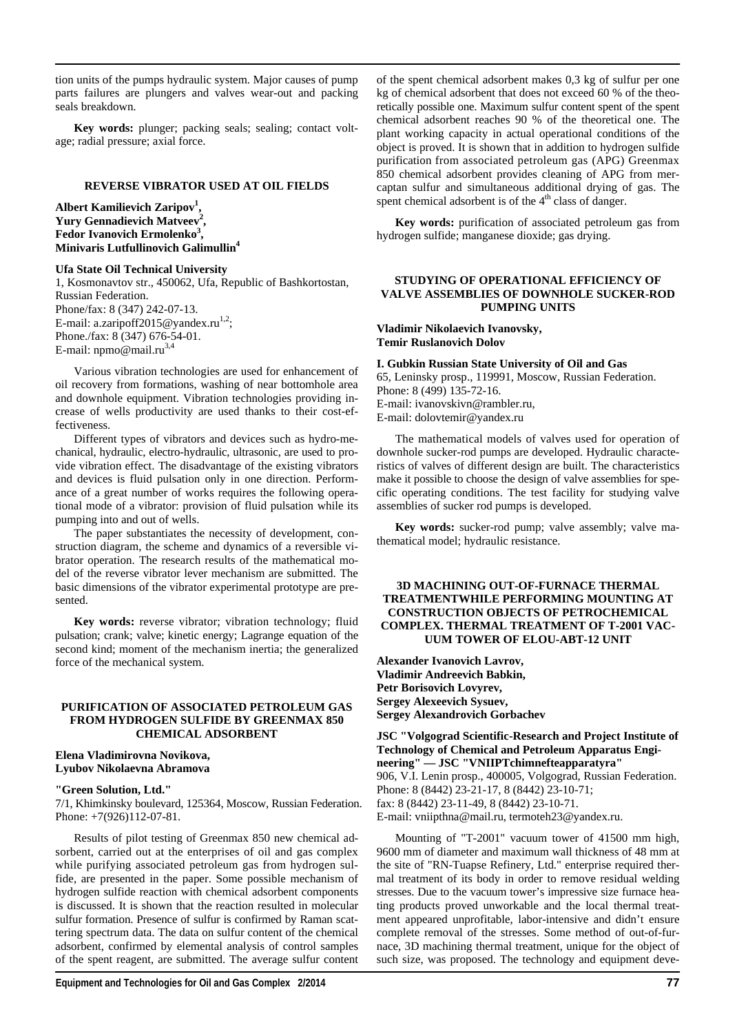tion units of the pumps hydraulic system. Major causes of pump parts failures are plungers and valves wear-out and packing seals breakdown.

**Key words:** plunger; packing seals; sealing; contact voltage; radial pressure; axial force.

## REVERSE VIBRATOR USED AT OIL FIELDS

**Albert Kamilievich Zaripov[1], Yury Gennadievich Matveev[2], Fedor Ivanovich Ermolenko[3], Minivaris Lutfullinovich Galimullin[4]**

**Ufa State Oil Technical University**
1, Kosmonavtov str., 450062, Ufa, Republic of Bashkortostan, Russian Federation.
Phone/fax: 8 (347) 242-07-13.
E-mail: a.zaripoff2015@yandex.ru[1,2];
Phone./fax: 8 (347) 676-54-01.
E-mail: npmo@mail.ru[3,4]

Various vibration technologies are used for enhancement of oil recovery from formations, washing of near bottomhole area and downhole equipment. Vibration technologies providing increase of wells productivity are used thanks to their cost-effectiveness.

Different types of vibrators and devices such as hydro-mechanical, hydraulic, electro-hydraulic, ultrasonic, are used to provide vibration effect. The disadvantage of the existing vibrators and devices is fluid pulsation only in one direction. Performance of a great number of works requires the following operational mode of a vibrator: provision of fluid pulsation while its pumping into and out of wells.

The paper substantiates the necessity of development, construction diagram, the scheme and dynamics of a reversible vibrator operation. The research results of the mathematical model of the reverse vibrator lever mechanism are submitted. The basic dimensions of the vibrator experimental prototype are presented.

**Key words:** reverse vibrator; vibration technology; fluid pulsation; crank; valve; kinetic energy; Lagrange equation of the second kind; moment of the mechanism inertia; the generalized force of the mechanical system.

## PURIFICATION OF ASSOCIATED PETROLEUM GAS FROM HYDROGEN SULFIDE BY GREENMAX 850 CHEMICAL ADSORBENT

**Elena Vladimirovna Novikova, Lyubov Nikolaevna Abramova**

**"Green Solution, Ltd."**
7/1, Khimkinsky boulevard, 125364, Moscow, Russian Federation.
Phone: +7(926)112-07-81.

Results of pilot testing of Greenmax 850 new chemical adsorbent, carried out at the enterprises of oil and gas complex while purifying associated petroleum gas from hydrogen sulfide, are presented in the paper. Some possible mechanism of hydrogen sulfide reaction with chemical adsorbent components is discussed. It is shown that the reaction resulted in molecular sulfur formation. Presence of sulfur is confirmed by Raman scattering spectrum data. The data on sulfur content of the chemical adsorbent, confirmed by elemental analysis of control samples of the spent reagent, are submitted. The average sulfur content of the spent chemical adsorbent makes 0,3 kg of sulfur per one kg of chemical adsorbent that does not exceed 60 % of the theoretically possible one. Maximum sulfur content spent of the spent chemical adsorbent reaches 90 % of the theoretical one. The plant working capacity in actual operational conditions of the object is proved. It is shown that in addition to hydrogen sulfide purification from associated petroleum gas (APG) Greenmax 850 chemical adsorbent provides cleaning of APG from mercaptan sulfur and simultaneous additional drying of gas. The spent chemical adsorbent is of the $4^{th}$ class of danger.

**Key words:** purification of associated petroleum gas from hydrogen sulfide; manganese dioxide; gas drying.

## STUDYING OF OPERATIONAL EFFICIENCY OF VALVE ASSEMBLIES OF DOWNHOLE SUCKER-ROD PUMPING UNITS

**Vladimir Nikolaevich Ivanovsky, Temir Ruslanovich Dolov**

**I. Gubkin Russian State University of Oil and Gas**
65, Leninsky prosp., 119991, Moscow, Russian Federation.
Phone: 8 (499) 135-72-16.
E-mail: ivanovskivn@rambler.ru,
E-mail: dolovtemir@yandex.ru

The mathematical models of valves used for operation of downhole sucker-rod pumps are developed. Hydraulic characteristics of valves of different design are built. The characteristics make it possible to choose the design of valve assemblies for specific operating conditions. The test facility for studying valve assemblies of sucker rod pumps is developed.

**Key words:** sucker-rod pump; valve assembly; valve mathematical model; hydraulic resistance.

## 3D MACHINING OUT-OF-FURNACE THERMAL TREATMENTWHILE PERFORMING MOUNTING AT CONSTRUCTION OBJECTS OF PETROCHEMICAL COMPLEX. THERMAL TREATMENT OF T-2001 VACUUM TOWER OF ELOU-ABT-12 UNIT

**Alexander Ivanovich Lavrov, Vladimir Andreevich Babkin, Petr Borisovich Lovyrev, Sergey Alexeevich Sysuev, Sergey Alexandrovich Gorbachev**

**JSC "Volgograd Scientific-Research and Project Institute of Technology of Chemical and Petroleum Apparatus Engineering" — JSC "VNIIPTchimnefteapparatyra"**
906, V.I. Lenin prosp., 400005, Volgograd, Russian Federation.
Phone: 8 (8442) 23-21-17, 8 (8442) 23-10-71;
fax: 8 (8442) 23-11-49, 8 (8442) 23-10-71.
E-mail: vniipthna@mail.ru, termoteh23@yandex.ru.

Mounting of "T-2001" vacuum tower of 41500 mm high, 9600 mm of diameter and maximum wall thickness of 48 mm at the site of "RN-Tuapse Refinery, Ltd." enterprise required thermal treatment of its body in order to remove residual welding stresses. Due to the vacuum tower's impressive size furnace heating products proved unworkable and the local thermal treatment appeared unprofitable, labor-intensive and didn't ensure complete removal of the stresses. Some method of out-of-furnace, 3D machining thermal treatment, unique for the object of such size, was proposed. The technology and equipment deve-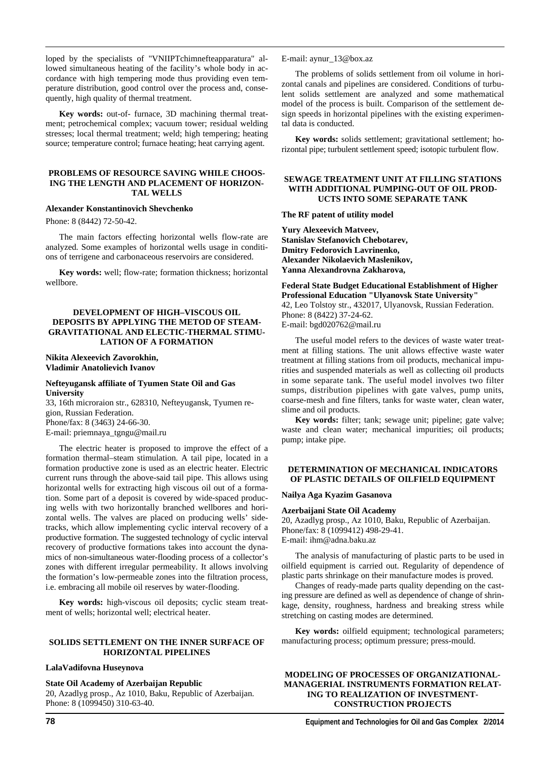loped by the specialists of "VNIIPTchimnefteapparatura" allowed simultaneous heating of the facility's whole body in accordance with high tempering mode thus providing even temperature distribution, good control over the process and, consequently, high quality of thermal treatment.

**Key words:** out-of- furnace, 3D machining thermal treatment; petrochemical complex; vacuum tower; residual welding stresses; local thermal treatment; weld; high tempering; heating source; temperature control; furnace heating; heat carrying agent.

### PROBLEMS OF RESOURCE SAVING WHILE CHOOSING THE LENGTH AND PLACEMENT OF HORIZONTAL WELLS

**Alexander Konstantinovich Shevchenko**

Phone: 8 (8442) 72-50-42.

The main factors effecting horizontal wells flow-rate are analyzed. Some examples of horizontal wells usage in conditions of terrigene and carbonaceous reservoirs are considered.

**Key words:** well; flow-rate; formation thickness; horizontal wellbore.

### DEVELOPMENT OF HIGH–VISCOUS OIL DEPOSITS BY APPLYING THE METOD OF STEAM-GRAVITATIONAL AND ELECTIC-THERMAL STIMULATION OF A FORMATION

**Nikita Alexeevich Zavorokhin,**
**Vladimir Anatolievich Ivanov**

**Nefteyugansk affiliate of Tyumen State Oil and Gas University**
33, 16th microraion str., 628310, Nefteyugansk, Tyumen region, Russian Federation.
Phone/fax: 8 (3463) 24-66-30.
E-mail: priemnaya_tgngu@mail.ru

The electric heater is proposed to improve the effect of a formation thermal–steam stimulation. A tail pipe, located in a formation productive zone is used as an electric heater. Electric current runs through the above-said tail pipe. This allows using horizontal wells for extracting high viscous oil out of a formation. Some part of a deposit is covered by wide-spaced producing wells with two horizontally branched wellbores and horizontal wells. The valves are placed on producing wells' sidetracks, which allow implementing cyclic interval recovery of a productive formation. The suggested technology of cyclic interval recovery of productive formations takes into account the dynamics of non-simultaneous water-flooding process of a collector's zones with different irregular permeability. It allows involving the formation's low-permeable zones into the filtration process, i.e. embracing all mobile oil reserves by water-flooding.

**Key words:** high-viscous oil deposits; cyclic steam treatment of wells; horizontal well; electrical heater.

### SOLIDS SETTLEMENT ON THE INNER SURFACE OF HORIZONTAL PIPELINES

**LalaVadifovna Huseynova**

**State Oil Academy of Azerbaijan Republic**
20, Azadlyg prosp., Az 1010, Baku, Republic of Azerbaijan.
Phone: 8 (1099450) 310-63-40.
E-mail: aynur_13@box.az

The problems of solids settlement from oil volume in horizontal canals and pipelines are considered. Conditions of turbulent solids settlement are analyzed and some mathematical model of the process is built. Comparison of the settlement design speeds in horizontal pipelines with the existing experimental data is conducted.

**Key words:** solids settlement; gravitational settlement; horizontal pipe; turbulent settlement speed; isotopic turbulent flow.

### SEWAGE TREATMENT UNIT AT FILLING STATIONS WITH ADDITIONAL PUMPING-OUT OF OIL PRODUCTS INTO SOME SEPARATE TANK

**The RF patent of utility model**

**Yury Alexeevich Matveev,**
**Stanislav Stefanovich Chebotarev,**
**Dmitry Fedorovich Lavrinenko,**
**Alexander Nikolaevich Maslenikov,**
**Yanna Alexandrovna Zakharova,**

**Federal State Budget Educational Establishment of Higher Professional Education "Ulyanovsk State University"**
42, Leo Tolstoy str., 432017, Ulyanovsk, Russian Federation.
Phone: 8 (8422) 37-24-62.
E-mail: bgd020762@mail.ru

The useful model refers to the devices of waste water treatment at filling stations. The unit allows effective waste water treatment at filling stations from oil products, mechanical impurities and suspended materials as well as collecting oil products in some separate tank. The useful model involves two filter sumps, distribution pipelines with gate valves, pump units, coarse-mesh and fine filters, tanks for waste water, clean water, slime and oil products.

**Key words:** filter; tank; sewage unit; pipeline; gate valve; waste and clean water; mechanical impurities; oil products; pump; intake pipe.

### DETERMINATION OF MECHANICAL INDICATORS OF PLASTIC DETAILS OF OILFIELD EQUIPMENT

**Nailya Aga Kyazim Gasanova**

**Azerbaijani State Oil Academy**
20, Azadlyg prosp., Az 1010, Baku, Republic of Azerbaijan.
Phone/fax: 8 (1099412) 498-29-41.
E-mail: ihm@adna.baku.az

The analysis of manufacturing of plastic parts to be used in oilfield equipment is carried out. Regularity of dependence of plastic parts shrinkage on their manufacture modes is proved.

Changes of ready-made parts quality depending on the casting pressure are defined as well as dependence of change of shrinkage, density, roughness, hardness and breaking stress while stretching on casting modes are determined.

**Key words:** oilfield equipment; technological parameters; manufacturing process; optimum pressure; press-mould.

### MODELING OF PROCESSES OF ORGANIZATIONAL-MANAGERIAL INSTRUMENTS FORMATION RELATING TO REALIZATION OF INVESTMENT-CONSTRUCTION PROJECTS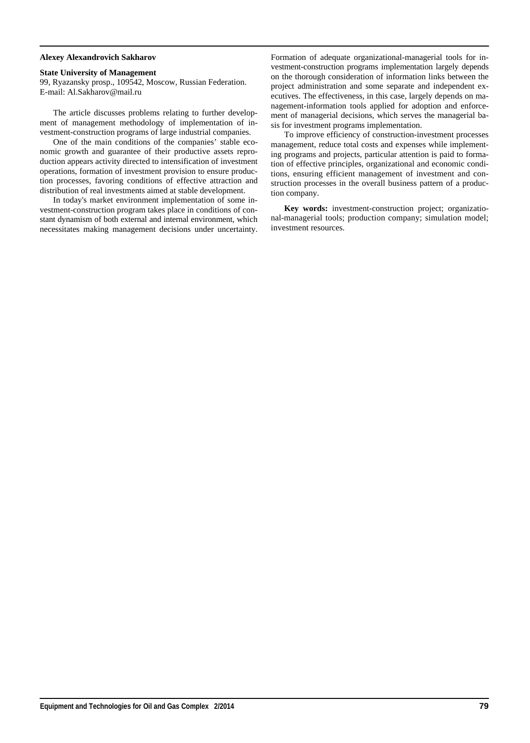**Alexey Alexandrovich Sakharov**

**State University of Management**
99, Ryazansky prosp., 109542, Moscow, Russian Federation.
E-mail: Al.Sakharov@mail.ru

The article discusses problems relating to further development of management methodology of implementation of investment-construction programs of large industrial companies.

One of the main conditions of the companies' stable economic growth and guarantee of their productive assets reproduction appears activity directed to intensification of investment operations, formation of investment provision to ensure production processes, favoring conditions of effective attraction and distribution of real investments aimed at stable development.

In today's market environment implementation of some investment-construction program takes place in conditions of constant dynamism of both external and internal environment, which necessitates making management decisions under uncertainty. Formation of adequate organizational-managerial tools for investment-construction programs implementation largely depends on the thorough consideration of information links between the project administration and some separate and independent executives. The effectiveness, in this case, largely depends on management-information tools applied for adoption and enforcement of managerial decisions, which serves the managerial basis for investment programs implementation.

To improve efficiency of construction-investment processes management, reduce total costs and expenses while implementing programs and projects, particular attention is paid to formation of effective principles, organizational and economic conditions, ensuring efficient management of investment and construction processes in the overall business pattern of a production company.

**Key words:** investment-construction project; organizational-managerial tools; production company; simulation model; investment resources.